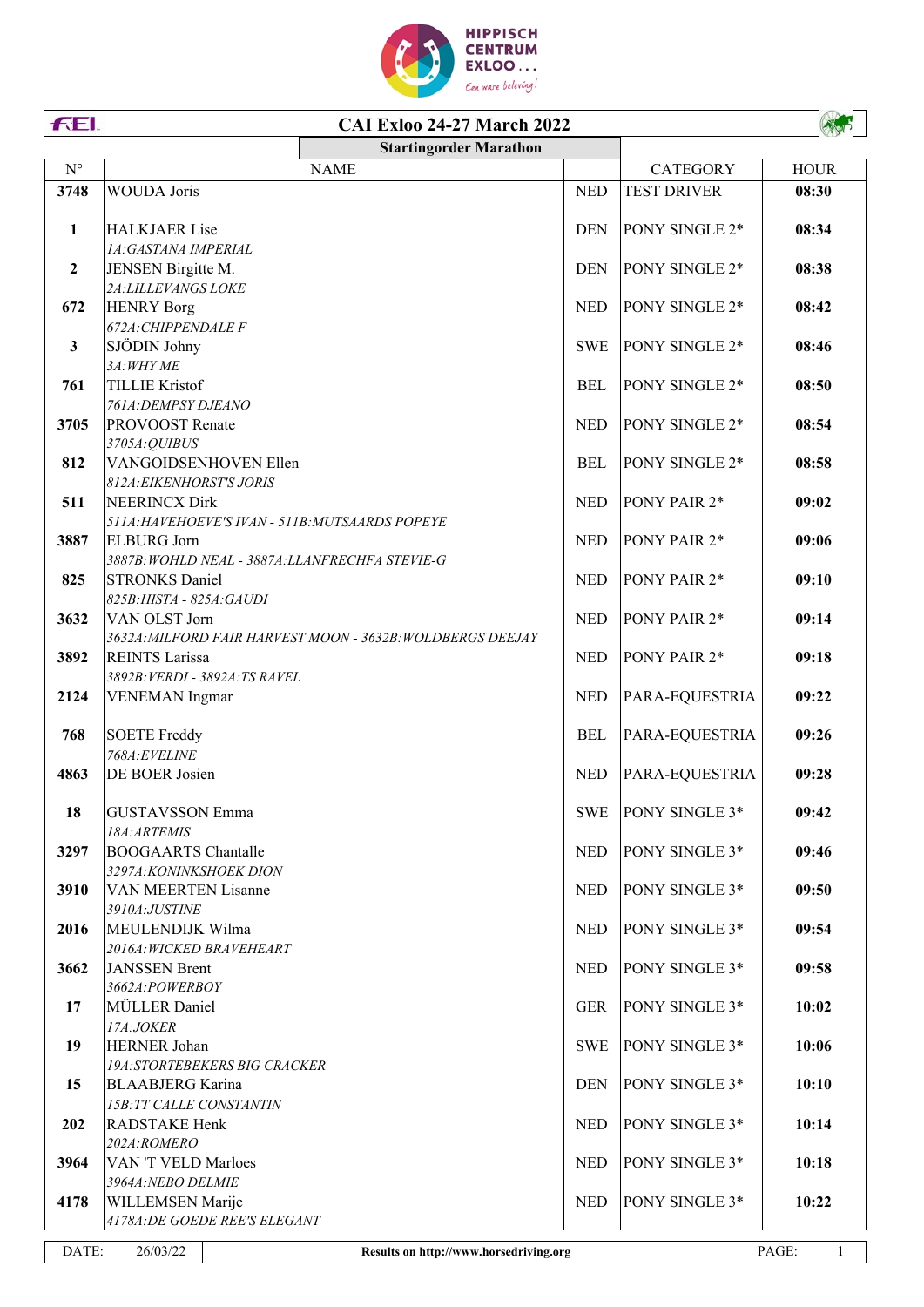# CAI Exloo 24-27 March 2022

## Startingorder Marathon

| N° | NAME | | CATEGORY | HOUR |
|---|---|---|---|---|
| **3748** | WOUDA Joris | NED | TEST DRIVER | **08:30** |
| **1** | HALKJAER Lise<br>*1A:GASTANA IMPERIAL* | DEN | PONY SINGLE 2* | **08:34** |
| **2** | JENSEN Birgitte M.<br>*2A:LILLEVANGS LOKE* | DEN | PONY SINGLE 2* | **08:38** |
| **672** | HENRY Borg<br>*672A:CHIPPENDALE F* | NED | PONY SINGLE 2* | **08:42** |
| **3** | SJÖDIN Johny<br>*3A:WHY ME* | SWE | PONY SINGLE 2* | **08:46** |
| **761** | TILLIE Kristof<br>*761A:DEMPSY DJEANO* | BEL | PONY SINGLE 2* | **08:50** |
| **3705** | PROVOOST Renate<br>*3705A:QUIBUS* | NED | PONY SINGLE 2* | **08:54** |
| **812** | VANGOIDSENHOVEN Ellen<br>*812A:EIKENHORST'S JORIS* | BEL | PONY SINGLE 2* | **08:58** |
| **511** | NEERINCX Dirk<br>*511A:HAVEHOEVE'S IVAN - 511B:MUTSAARDS POPEYE* | NED | PONY PAIR 2* | **09:02** |
| **3887** | ELBURG Jorn<br>*3887B:WOHLD NEAL - 3887A:LLANFRECHFA STEVIE-G* | NED | PONY PAIR 2* | **09:06** |
| **825** | STRONKS Daniel<br>*825B:HISTA - 825A:GAUDI* | NED | PONY PAIR 2* | **09:10** |
| **3632** | VAN OLST Jorn<br>*3632A:MILFORD FAIR HARVEST MOON - 3632B:WOLDBERGS DEEJAY* | NED | PONY PAIR 2* | **09:14** |
| **3892** | REINTS Larissa<br>*3892B:VERDI - 3892A:TS RAVEL* | NED | PONY PAIR 2* | **09:18** |
| **2124** | VENEMAN Ingmar | NED | PARA-EQUESTRIA | **09:22** |
| **768** | SOETE Freddy<br>*768A:EVELINE* | BEL | PARA-EQUESTRIA | **09:26** |
| **4863** | DE BOER Josien | NED | PARA-EQUESTRIA | **09:28** |
| **18** | GUSTAVSSON Emma<br>*18A:ARTEMIS* | SWE | PONY SINGLE 3* | **09:42** |
| **3297** | BOOGAARTS Chantalle<br>*3297A:KONINKSHOEK DION* | NED | PONY SINGLE 3* | **09:46** |
| **3910** | VAN MEERTEN Lisanne<br>*3910A:JUSTINE* | NED | PONY SINGLE 3* | **09:50** |
| **2016** | MEULENDIJK Wilma<br>*2016A:WICKED BRAVEHEART* | NED | PONY SINGLE 3* | **09:54** |
| **3662** | JANSSEN Brent<br>*3662A:POWERBOY* | NED | PONY SINGLE 3* | **09:58** |
| **17** | MÜLLER Daniel<br>*17A:JOKER* | GER | PONY SINGLE 3* | **10:02** |
| **19** | HERNER Johan<br>*19A:STORTEBEKERS BIG CRACKER* | SWE | PONY SINGLE 3* | **10:06** |
| **15** | BLAABJERG Karina<br>*15B:TT CALLE CONSTANTIN* | DEN | PONY SINGLE 3* | **10:10** |
| **202** | RADSTAKE Henk<br>*202A:ROMERO* | NED | PONY SINGLE 3* | **10:14** |
| **3964** | VAN 'T VELD Marloes<br>*3964A:NEBO DELMIE* | NED | PONY SINGLE 3* | **10:18** |
| **4178** | WILLEMSEN Marije<br>*4178A:DE GOEDE REE'S ELEGANT* | NED | PONY SINGLE 3* | **10:22** |

DATE: 26/03/22 — Results on http://www.horsedriving.org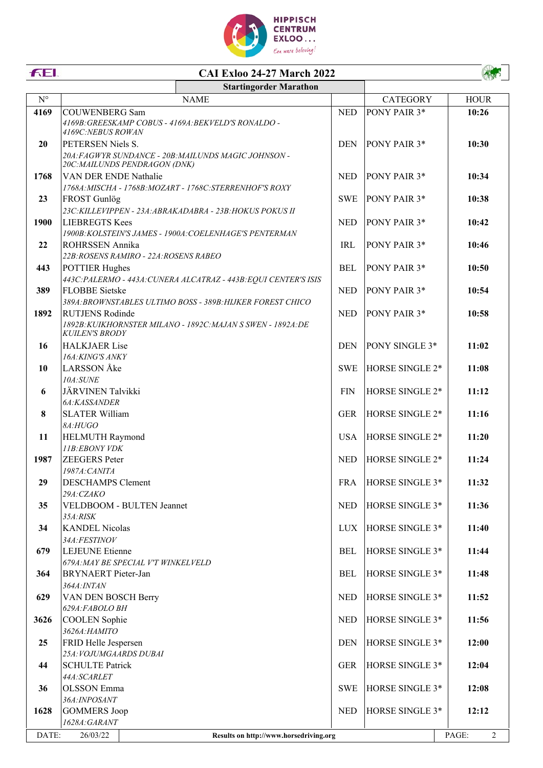# CAI Exloo 24-27 March 2022

## Startingorder Marathon

| N° | NAME | | CATEGORY | HOUR |
|---|---|---|---|---|
| 4169 | COUWENBERG Sam<br>*4169B:GREESKAMP COBUS - 4169A:BEKVELD'S RONALDO - 4169C:NEBUS ROWAN* | NED | PONY PAIR 3* | 10:26 |
| 20 | PETERSEN Niels S.<br>*20A:FAGWYR SUNDANCE - 20B:MAILUNDS MAGIC JOHNSON - 20C:MAILUNDS PENDRAGON (DNK)* | DEN | PONY PAIR 3* | 10:30 |
| 1768 | VAN DER ENDE Nathalie<br>*1768A:MISCHA - 1768B:MOZART - 1768C:STERRENHOF'S ROXY* | NED | PONY PAIR 3* | 10:34 |
| 23 | FROST Gunlög<br>*23C:KILLEVIPPEN - 23A:ABRAKADABRA - 23B:HOKUS POKUS II* | SWE | PONY PAIR 3* | 10:38 |
| 1900 | LIEBREGTS Kees<br>*1900B:KOLSTEIN'S JAMES - 1900A:COELENHAGE'S PENTERMAN* | NED | PONY PAIR 3* | 10:42 |
| 22 | ROHRSSEN Annika<br>*22B:ROSENS RAMIRO - 22A:ROSENS RABEO* | IRL | PONY PAIR 3* | 10:46 |
| 443 | POTTIER Hughes<br>*443C:PALERMO - 443A:CUNERA ALCATRAZ - 443B:EQUI CENTER'S ISIS* | BEL | PONY PAIR 3* | 10:50 |
| 389 | FLOBBE Sietske<br>*389A:BROWNSTABLES ULTIMO BOSS - 389B:HIJKER FOREST CHICO* | NED | PONY PAIR 3* | 10:54 |
| 1892 | RUTJENS Rodinde<br>*1892B:KUIKHORNSTER MILANO - 1892C:MAJAN S SWEN - 1892A:DE KUILEN'S BRODY* | NED | PONY PAIR 3* | 10:58 |
| 16 | HALKJAER Lise<br>*16A:KING'S ANKY* | DEN | PONY SINGLE 3* | 11:02 |
| 10 | LARSSON Åke<br>*10A:SUNE* | SWE | HORSE SINGLE 2* | 11:08 |
| 6 | JÄRVINEN Talvikki<br>*6A:KASSANDER* | FIN | HORSE SINGLE 2* | 11:12 |
| 8 | SLATER William<br>*8A:HUGO* | GER | HORSE SINGLE 2* | 11:16 |
| 11 | HELMUTH Raymond<br>*11B:EBONY VDK* | USA | HORSE SINGLE 2* | 11:20 |
| 1987 | ZEEGERS Peter<br>*1987A:CANITA* | NED | HORSE SINGLE 2* | 11:24 |
| 29 | DESCHAMPS Clement<br>*29A:CZAKO* | FRA | HORSE SINGLE 3* | 11:32 |
| 35 | VELDBOOM - BULTEN Jeannet<br>*35A:RISK* | NED | HORSE SINGLE 3* | 11:36 |
| 34 | KANDEL Nicolas<br>*34A:FESTINOV* | LUX | HORSE SINGLE 3* | 11:40 |
| 679 | LEJEUNE Etienne<br>*679A:MAY BE SPECIAL V'T WINKELVELD* | BEL | HORSE SINGLE 3* | 11:44 |
| 364 | BRYNAERT Pieter-Jan<br>*364A:INTAN* | BEL | HORSE SINGLE 3* | 11:48 |
| 629 | VAN DEN BOSCH Berry<br>*629A:FABOLO BH* | NED | HORSE SINGLE 3* | 11:52 |
| 3626 | COOLEN Sophie<br>*3626A:HAMITO* | NED | HORSE SINGLE 3* | 11:56 |
| 25 | FRID Helle Jespersen<br>*25A:VOJUMGAARDS DUBAI* | DEN | HORSE SINGLE 3* | 12:00 |
| 44 | SCHULTE Patrick<br>*44A:SCARLET* | GER | HORSE SINGLE 3* | 12:04 |
| 36 | OLSSON Emma<br>*36A:INPOSANT* | SWE | HORSE SINGLE 3* | 12:08 |
| 1628 | GOMMERS Joop<br>*1628A:GARANT* | NED | HORSE SINGLE 3* | 12:12 |

DATE: 26/03/22 — Results on http://www.horsedriving.org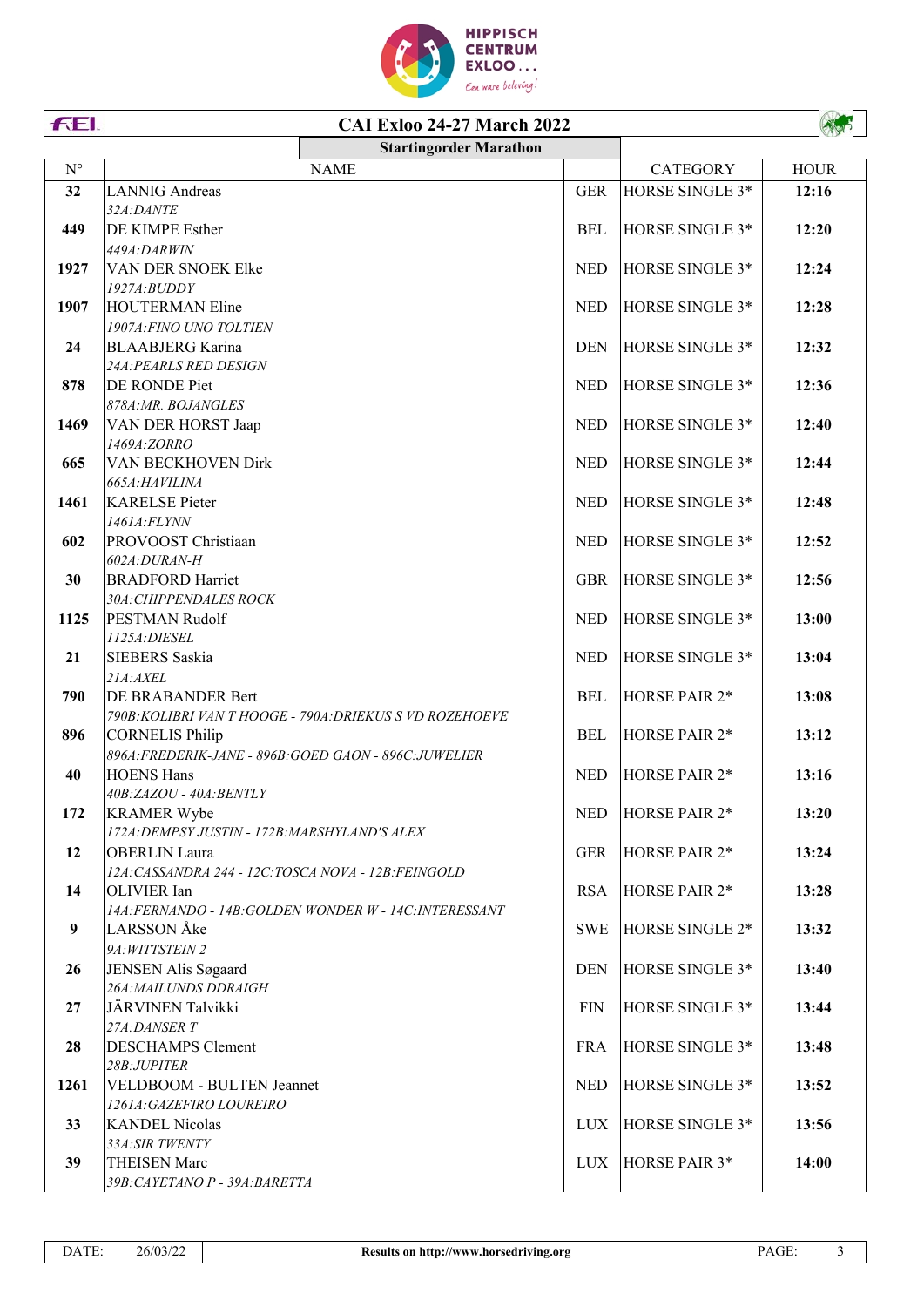# CAI Exloo 24-27 March 2022

## Startingorder Marathon

| N° | NAME | | CATEGORY | HOUR |
|---|---|---|---|---|
| 32 | LANNIG Andreas<br>*32A:DANTE* | GER | HORSE SINGLE 3* | 12:16 |
| 449 | DE KIMPE Esther<br>*449A:DARWIN* | BEL | HORSE SINGLE 3* | 12:20 |
| 1927 | VAN DER SNOEK Elke<br>*1927A:BUDDY* | NED | HORSE SINGLE 3* | 12:24 |
| 1907 | HOUTERMAN Eline<br>*1907A:FINO UNO TOLTIEN* | NED | HORSE SINGLE 3* | 12:28 |
| 24 | BLAABJERG Karina<br>*24A:PEARLS RED DESIGN* | DEN | HORSE SINGLE 3* | 12:32 |
| 878 | DE RONDE Piet<br>*878A:MR. BOJANGLES* | NED | HORSE SINGLE 3* | 12:36 |
| 1469 | VAN DER HORST Jaap<br>*1469A:ZORRO* | NED | HORSE SINGLE 3* | 12:40 |
| 665 | VAN BECKHOVEN Dirk<br>*665A:HAVILINA* | NED | HORSE SINGLE 3* | 12:44 |
| 1461 | KARELSE Pieter<br>*1461A:FLYNN* | NED | HORSE SINGLE 3* | 12:48 |
| 602 | PROVOOST Christiaan<br>*602A:DURAN-H* | NED | HORSE SINGLE 3* | 12:52 |
| 30 | BRADFORD Harriet<br>*30A:CHIPPENDALES ROCK* | GBR | HORSE SINGLE 3* | 12:56 |
| 1125 | PESTMAN Rudolf<br>*1125A:DIESEL* | NED | HORSE SINGLE 3* | 13:00 |
| 21 | SIEBERS Saskia<br>*21A:AXEL* | NED | HORSE SINGLE 3* | 13:04 |
| 790 | DE BRABANDER Bert<br>*790B:KOLIBRI VAN T HOOGE - 790A:DRIEKUS S VD ROZEHOEVE* | BEL | HORSE PAIR 2* | 13:08 |
| 896 | CORNELIS Philip<br>*896A:FREDERIK-JANE - 896B:GOED GAON - 896C:JUWELIER* | BEL | HORSE PAIR 2* | 13:12 |
| 40 | HOENS Hans<br>*40B:ZAZOU - 40A:BENTLY* | NED | HORSE PAIR 2* | 13:16 |
| 172 | KRAMER Wybe<br>*172A:DEMPSY JUSTIN - 172B:MARSHYLAND'S ALEX* | NED | HORSE PAIR 2* | 13:20 |
| 12 | OBERLIN Laura<br>*12A:CASSANDRA 244 - 12C:TOSCA NOVA - 12B:FEINGOLD* | GER | HORSE PAIR 2* | 13:24 |
| 14 | OLIVIER Ian<br>*14A:FERNANDO - 14B:GOLDEN WONDER W - 14C:INTERESSANT* | RSA | HORSE PAIR 2* | 13:28 |
| 9 | LARSSON Åke<br>*9A:WITTSTEIN 2* | SWE | HORSE SINGLE 2* | 13:32 |
| 26 | JENSEN Alis Søgaard<br>*26A:MAILUNDS DDRAIGH* | DEN | HORSE SINGLE 3* | 13:40 |
| 27 | JÄRVINEN Talvikki<br>*27A:DANSER T* | FIN | HORSE SINGLE 3* | 13:44 |
| 28 | DESCHAMPS Clement<br>*28B:JUPITER* | FRA | HORSE SINGLE 3* | 13:48 |
| 1261 | VELDBOOM - BULTEN Jeannet<br>*1261A:GAZEFIRO LOUREIRO* | NED | HORSE SINGLE 3* | 13:52 |
| 33 | KANDEL Nicolas<br>*33A:SIR TWENTY* | LUX | HORSE SINGLE 3* | 13:56 |
| 39 | THEISEN Marc<br>*39B:CAYETANO P - 39A:BARETTA* | LUX | HORSE PAIR 3* | 14:00 |

DATE: 26/03/22 | **Results on http://www.horsedriving.org**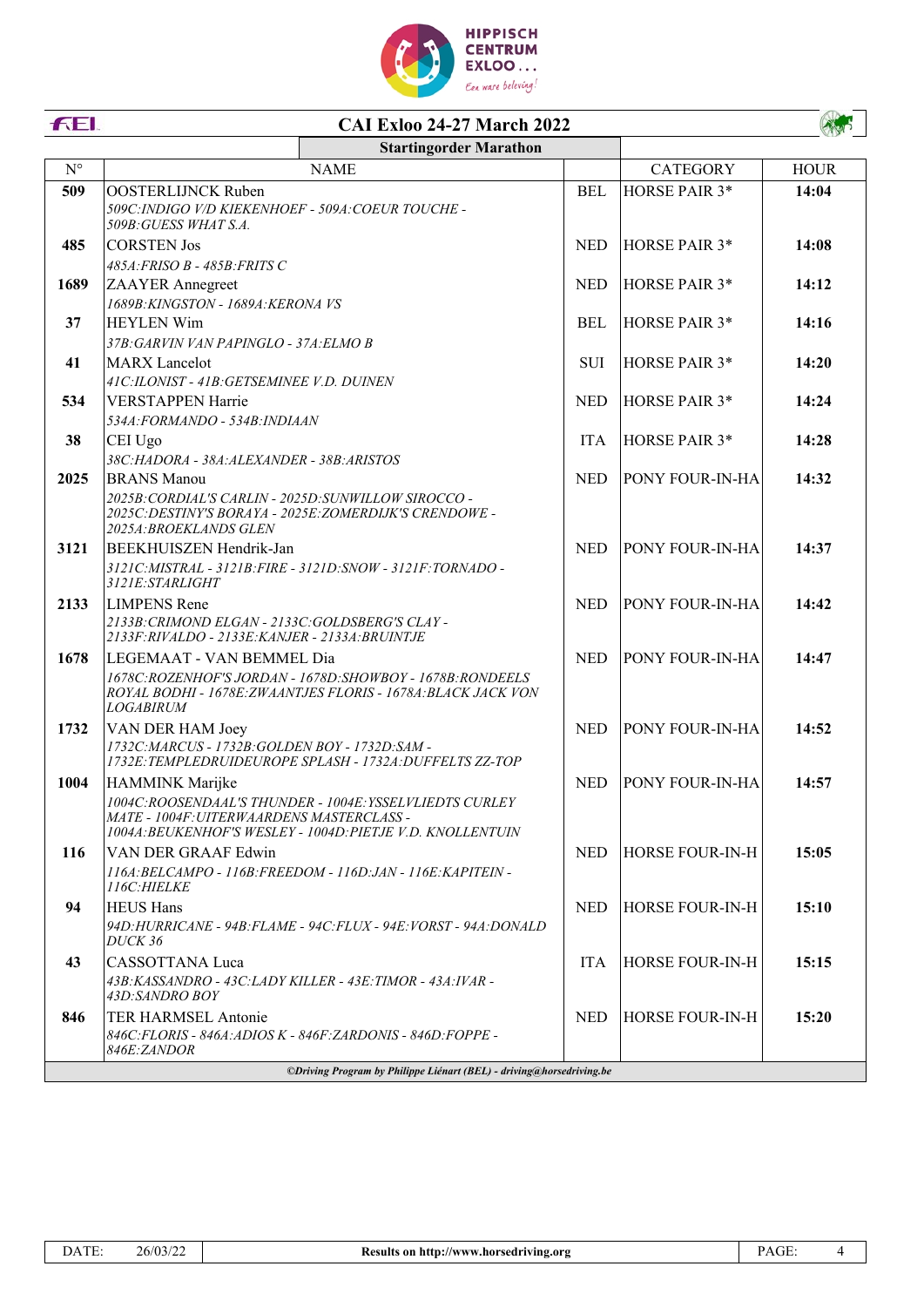HIPPISCH CENTRUM EXLOO ...
Een ware beleving!

# CAI Exloo 24-27 March 2022

## Startingorder Marathon

| N° | NAME | | CATEGORY | HOUR |
|---|---|---|---|---|
| **509** | OOSTERLIJNCK Ruben<br>*509C:INDIGO V/D KIEKENHOEF - 509A:COEUR TOUCHE - 509B:GUESS WHAT S.A.* | BEL | HORSE PAIR 3* | **14:04** |
| **485** | CORSTEN Jos<br>*485A:FRISO B - 485B:FRITS C* | NED | HORSE PAIR 3* | **14:08** |
| **1689** | ZAAYER Annegreet<br>*1689B:KINGSTON - 1689A:KERONA VS* | NED | HORSE PAIR 3* | **14:12** |
| **37** | HEYLEN Wim<br>*37B:GARVIN VAN PAPINGLO - 37A:ELMO B* | BEL | HORSE PAIR 3* | **14:16** |
| **41** | MARX Lancelot<br>*41C:ILONIST - 41B:GETSEMINEE V.D. DUINEN* | SUI | HORSE PAIR 3* | **14:20** |
| **534** | VERSTAPPEN Harrie<br>*534A:FORMANDO - 534B:INDIAAN* | NED | HORSE PAIR 3* | **14:24** |
| **38** | CEI Ugo<br>*38C:HADORA - 38A:ALEXANDER - 38B:ARISTOS* | ITA | HORSE PAIR 3* | **14:28** |
| **2025** | BRANS Manou<br>*2025B:CORDIAL'S CARLIN - 2025D:SUNWILLOW SIROCCO - 2025C:DESTINY'S BORAYA - 2025E:ZOMERDIJK'S CRENDOWE - 2025A:BROEKLANDS GLEN* | NED | PONY FOUR-IN-HA | **14:32** |
| **3121** | BEEKHUISZEN Hendrik-Jan<br>*3121C:MISTRAL - 3121B:FIRE - 3121D:SNOW - 3121F:TORNADO - 3121E:STARLIGHT* | NED | PONY FOUR-IN-HA | **14:37** |
| **2133** | LIMPENS Rene<br>*2133B:CRIMOND ELGAN - 2133C:GOLDSBERG'S CLAY - 2133F:RIVALDO - 2133E:KANJER - 2133A:BRUINTJE* | NED | PONY FOUR-IN-HA | **14:42** |
| **1678** | LEGEMAAT - VAN BEMMEL Dia<br>*1678C:ROZENHOF'S JORDAN - 1678D:SHOWBOY - 1678B:RONDEELS ROYAL BODHI - 1678E:ZWAANTJES FLORIS - 1678A:BLACK JACK VON LOGABIRUM* | NED | PONY FOUR-IN-HA | **14:47** |
| **1732** | VAN DER HAM Joey<br>*1732C:MARCUS - 1732B:GOLDEN BOY - 1732D:SAM - 1732E:TEMPLEDRUIDEUROPE SPLASH - 1732A:DUFFELTS ZZ-TOP* | NED | PONY FOUR-IN-HA | **14:52** |
| **1004** | HAMMINK Marijke<br>*1004C:ROOSENDAAL'S THUNDER - 1004E:YSSELVLIEDTS CURLEY MATE - 1004F:UITERWAARDENS MASTERCLASS - 1004A:BEUKENHOF'S WESLEY - 1004D:PIETJE V.D. KNOLLENTUIN* | NED | PONY FOUR-IN-HA | **14:57** |
| **116** | VAN DER GRAAF Edwin<br>*116A:BELCAMPO - 116B:FREEDOM - 116D:JAN - 116E:KAPITEIN - 116C:HIELKE* | NED | HORSE FOUR-IN-H | **15:05** |
| **94** | HEUS Hans<br>*94D:HURRICANE - 94B:FLAME - 94C:FLUX - 94E:VORST - 94A:DONALD DUCK 36* | NED | HORSE FOUR-IN-H | **15:10** |
| **43** | CASSOTTANA Luca<br>*43B:KASSANDRO - 43C:LADY KILLER - 43E:TIMOR - 43A:IVAR - 43D:SANDRO BOY* | ITA | HORSE FOUR-IN-H | **15:15** |
| **846** | TER HARMSEL Antonie<br>*846C:FLORIS - 846A:ADIOS K - 846F:ZARDONIS - 846D:FOPPE - 846E:ZANDOR* | NED | HORSE FOUR-IN-H | **15:20** |

***©Driving Program by Philippe Liénart (BEL) - driving@horsedriving.be***

| DATE: | 26/03/22 | Results on http://www.horsedriving.org | PAGE: | 4 |
|---|---|---|---|---|